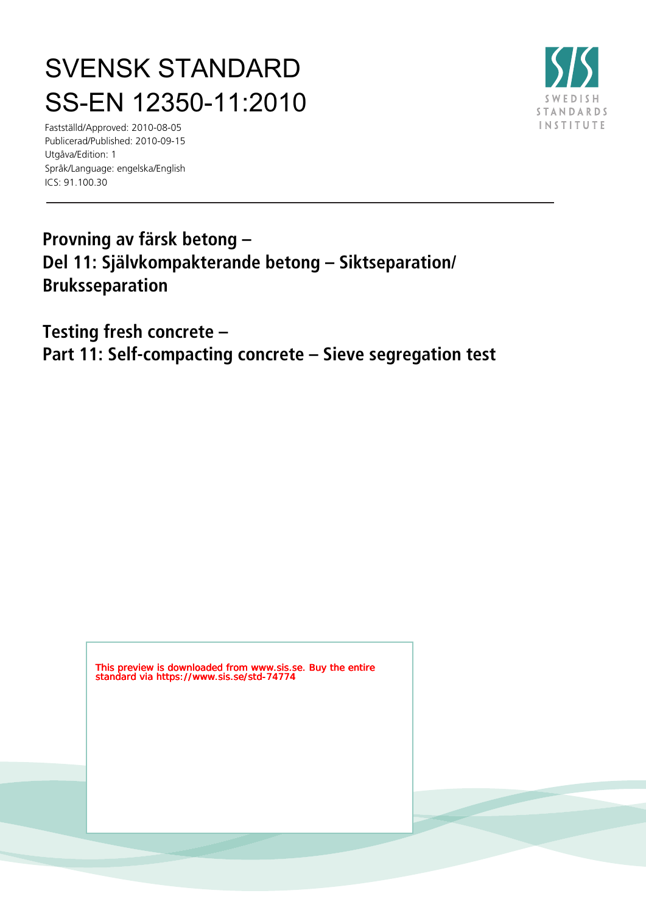# SVENSK STANDARD
# SS-EN 12350-11:2010

Fastställd/Approved: 2010-08-05
Publicerad/Published: 2010-09-15
Utgåva/Edition: 1
Språk/Language: engelska/English
ICS: 91.100.30

SWEDISH STANDARDS INSTITUTE

**Provning av färsk betong –**
**Del 11: Självkompakterande betong – Siktseparation/ Bruksseparation**

**Testing fresh concrete –**
**Part 11: Self-compacting concrete – Sieve segregation test**

This preview is downloaded from www.sis.se. Buy the entire standard via https://www.sis.se/std-74774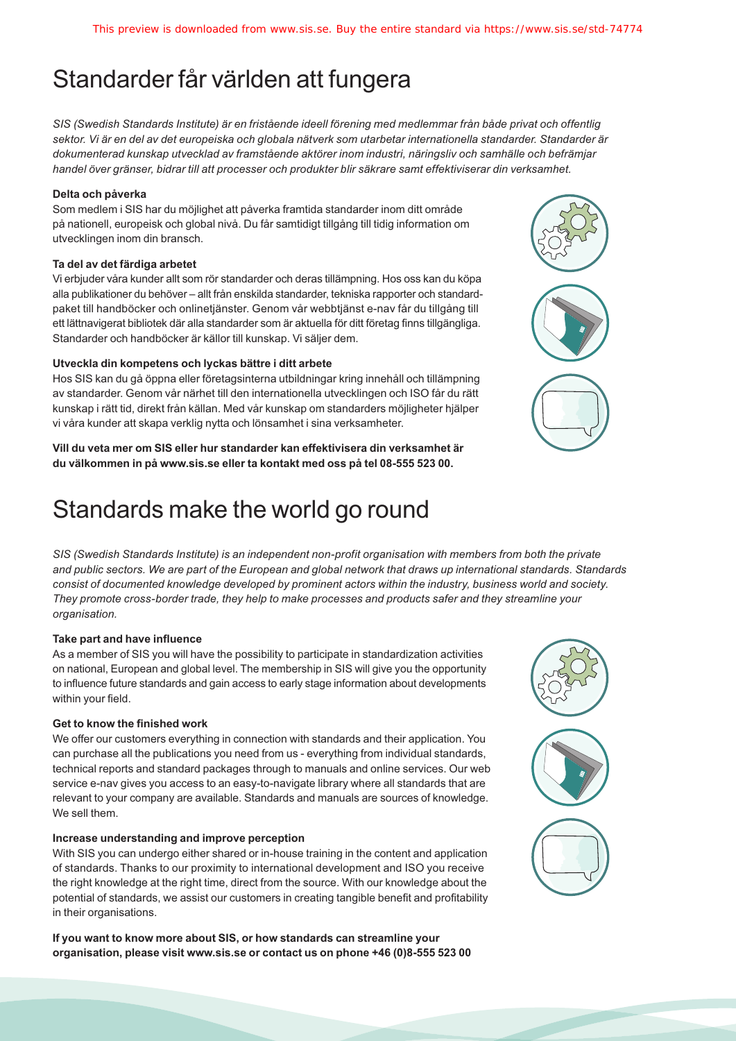# Standarder får världen att fungera

*SIS (Swedish Standards Institute) är en fristående ideell förening med medlemmar från både privat och offentlig sektor. Vi är en del av det europeiska och globala nätverk som utarbetar internationella standarder. Standarder är dokumenterad kunskap utvecklad av framstående aktörer inom industri, näringsliv och samhälle och befrämjar handel över gränser, bidrar till att processer och produkter blir säkrare samt effektiviserar din verksamhet.*

**Delta och påverka**

Som medlem i SIS har du möjlighet att påverka framtida standarder inom ditt område på nationell, europeisk och global nivå. Du får samtidigt tillgång till tidig information om utvecklingen inom din bransch.

**Ta del av det färdiga arbetet**

Vi erbjuder våra kunder allt som rör standarder och deras tillämpning. Hos oss kan du köpa alla publikationer du behöver – allt från enskilda standarder, tekniska rapporter och standardpaket till handböcker och onlinetjänster. Genom vår webbtjänst e-nav får du tillgång till ett lättnavigerat bibliotek där alla standarder som är aktuella för ditt företag finns tillgängliga. Standarder och handböcker är källor till kunskap. Vi säljer dem.

**Utveckla din kompetens och lyckas bättre i ditt arbete**

Hos SIS kan du gå öppna eller företagsinterna utbildningar kring innehåll och tillämpning av standarder. Genom vår närhet till den internationella utvecklingen och ISO får du rätt kunskap i rätt tid, direkt från källan. Med vår kunskap om standarders möjligheter hjälper vi våra kunder att skapa verklig nytta och lönsamhet i sina verksamheter.

**Vill du veta mer om SIS eller hur standarder kan effektivisera din verksamhet är du välkommen in på www.sis.se eller ta kontakt med oss på tel 08-555 523 00.**

# Standards make the world go round

*SIS (Swedish Standards Institute) is an independent non-profit organisation with members from both the private and public sectors. We are part of the European and global network that draws up international standards. Standards consist of documented knowledge developed by prominent actors within the industry, business world and society. They promote cross-border trade, they help to make processes and products safer and they streamline your organisation.*

**Take part and have influence**

As a member of SIS you will have the possibility to participate in standardization activities on national, European and global level. The membership in SIS will give you the opportunity to influence future standards and gain access to early stage information about developments within your field.

**Get to know the finished work**

We offer our customers everything in connection with standards and their application. You can purchase all the publications you need from us - everything from individual standards, technical reports and standard packages through to manuals and online services. Our web service e-nav gives you access to an easy-to-navigate library where all standards that are relevant to your company are available. Standards and manuals are sources of knowledge. We sell them.

**Increase understanding and improve perception**

With SIS you can undergo either shared or in-house training in the content and application of standards. Thanks to our proximity to international development and ISO you receive the right knowledge at the right time, direct from the source. With our knowledge about the potential of standards, we assist our customers in creating tangible benefit and profitability in their organisations.

**If you want to know more about SIS, or how standards can streamline your organisation, please visit www.sis.se or contact us on phone +46 (0)8-555 523 00**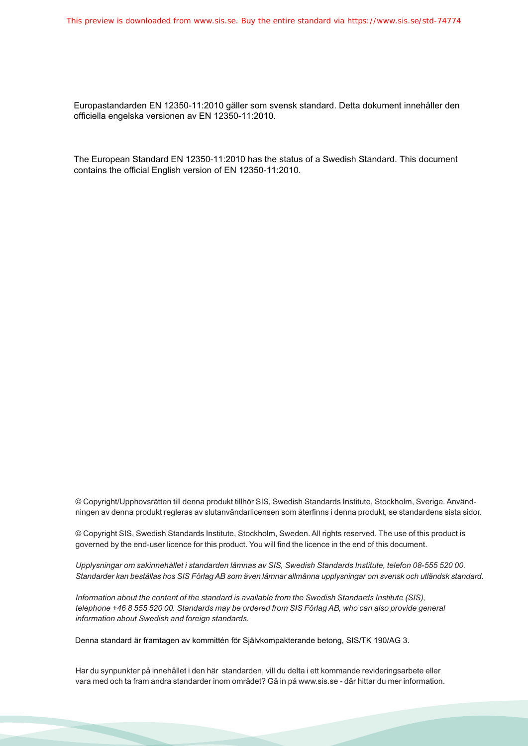Europastandarden EN 12350-11:2010 gäller som svensk standard. Detta dokument innehåller den officiella engelska versionen av EN 12350-11:2010.

The European Standard EN 12350-11:2010 has the status of a Swedish Standard. This document contains the official English version of EN 12350-11:2010.

© Copyright/Upphovsrätten till denna produkt tillhör SIS, Swedish Standards Institute, Stockholm, Sverige. Användningen av denna produkt regleras av slutanvändarlicensen som återfinns i denna produkt, se standardens sista sidor.

© Copyright SIS, Swedish Standards Institute, Stockholm, Sweden. All rights reserved. The use of this product is governed by the end-user licence for this product. You will find the licence in the end of this document.

*Upplysningar om sakinnehållet i standarden lämnas av SIS, Swedish Standards Institute, telefon 08-555 520 00. Standarder kan beställas hos SIS Förlag AB som även lämnar allmänna upplysningar om svensk och utländsk standard.*

*Information about the content of the standard is available from the Swedish Standards Institute (SIS), telephone +46 8 555 520 00. Standards may be ordered from SIS Förlag AB, who can also provide general information about Swedish and foreign standards.*

Denna standard är framtagen av kommittén för Självkompakterande betong, SIS/TK 190/AG 3.

Har du synpunkter på innehållet i den här standarden, vill du delta i ett kommande revideringsarbete eller vara med och ta fram andra standarder inom området? Gå in på www.sis.se - där hittar du mer information.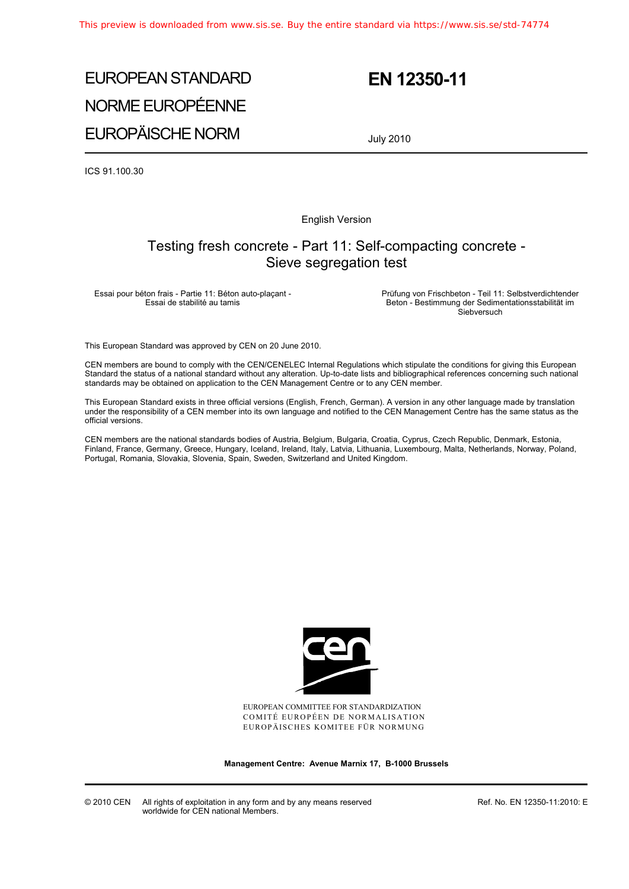# EUROPEAN STANDARD
# NORME EUROPÉENNE
# EUROPÄISCHE NORM

# EN 12350-11

July 2010

ICS 91.100.30

English Version

## Testing fresh concrete - Part 11: Self-compacting concrete - Sieve segregation test

Essai pour béton frais - Partie 11: Béton auto-plaçant - Essai de stabilité au tamis

Prüfung von Frischbeton - Teil 11: Selbstverdichtender Beton - Bestimmung der Sedimentationsstabilität im Siebversuch

This European Standard was approved by CEN on 20 June 2010.

CEN members are bound to comply with the CEN/CENELEC Internal Regulations which stipulate the conditions for giving this European Standard the status of a national standard without any alteration. Up-to-date lists and bibliographical references concerning such national standards may be obtained on application to the CEN Management Centre or to any CEN member.

This European Standard exists in three official versions (English, French, German). A version in any other language made by translation under the responsibility of a CEN member into its own language and notified to the CEN Management Centre has the same status as the official versions.

CEN members are the national standards bodies of Austria, Belgium, Bulgaria, Croatia, Cyprus, Czech Republic, Denmark, Estonia, Finland, France, Germany, Greece, Hungary, Iceland, Ireland, Italy, Latvia, Lithuania, Luxembourg, Malta, Netherlands, Norway, Poland, Portugal, Romania, Slovakia, Slovenia, Spain, Sweden, Switzerland and United Kingdom.

EUROPEAN COMMITTEE FOR STANDARDIZATION
COMITÉ EUROPÉEN DE NORMALISATION
EUROPÄISCHES KOMITEE FÜR NORMUNG

**Management Centre: Avenue Marnix 17, B-1000 Brussels**

© 2010 CEN All rights of exploitation in any form and by any means reserved worldwide for CEN national Members.

Ref. No. EN 12350-11:2010: E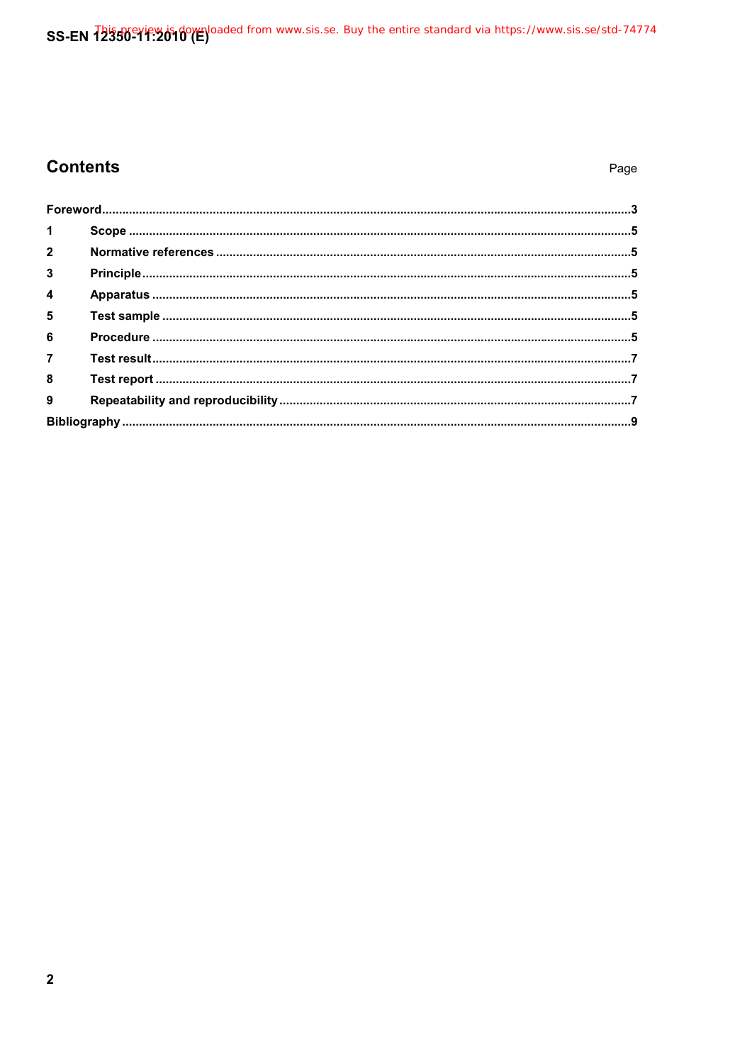## Contents

| | | Page |
|---|---|---|
| Foreword | | 3 |
| 1 | Scope | 5 |
| 2 | Normative references | 5 |
| 3 | Principle | 5 |
| 4 | Apparatus | 5 |
| 5 | Test sample | 5 |
| 6 | Procedure | 5 |
| 7 | Test result | 7 |
| 8 | Test report | 7 |
| 9 | Repeatability and reproducibility | 7 |
| Bibliography | | 9 |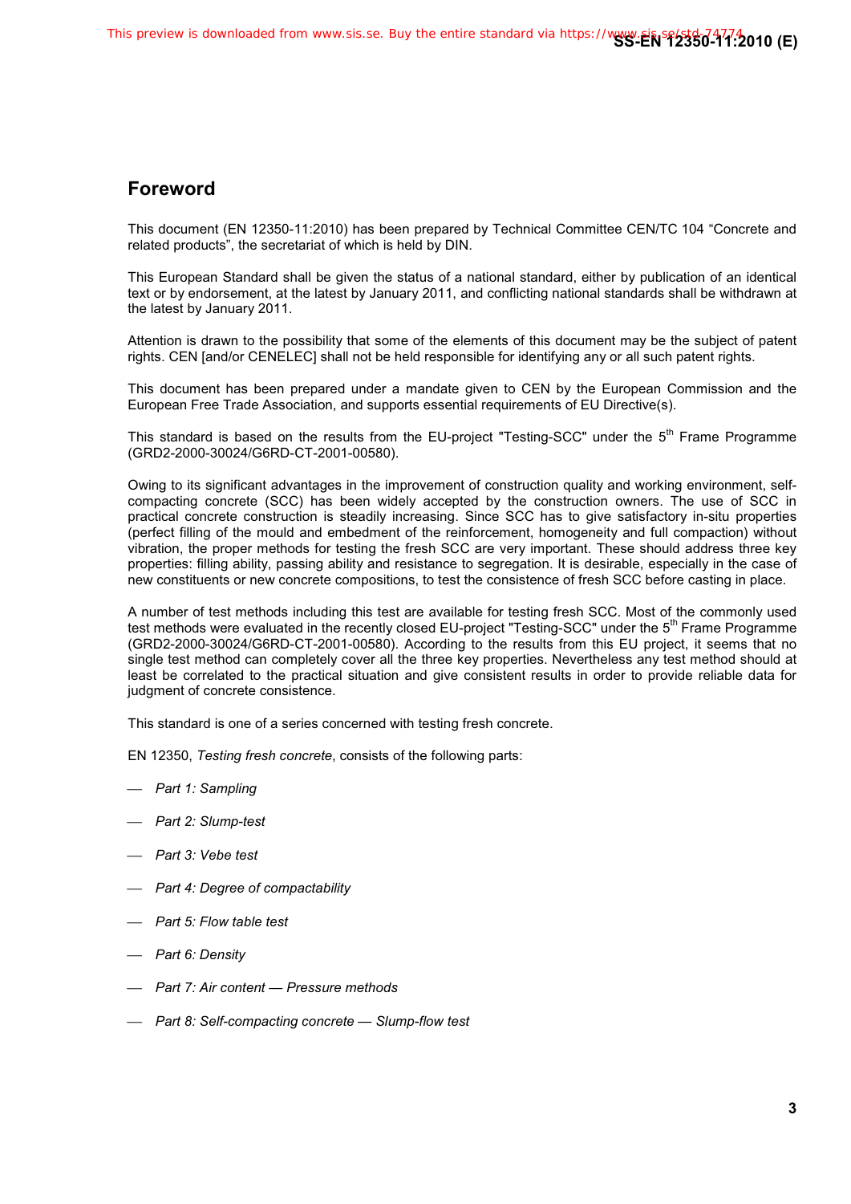## Foreword

This document (EN 12350-11:2010) has been prepared by Technical Committee CEN/TC 104 "Concrete and related products", the secretariat of which is held by DIN.

This European Standard shall be given the status of a national standard, either by publication of an identical text or by endorsement, at the latest by January 2011, and conflicting national standards shall be withdrawn at the latest by January 2011.

Attention is drawn to the possibility that some of the elements of this document may be the subject of patent rights. CEN [and/or CENELEC] shall not be held responsible for identifying any or all such patent rights.

This document has been prepared under a mandate given to CEN by the European Commission and the European Free Trade Association, and supports essential requirements of EU Directive(s).

This standard is based on the results from the EU-project "Testing-SCC" under the 5th Frame Programme (GRD2-2000-30024/G6RD-CT-2001-00580).

Owing to its significant advantages in the improvement of construction quality and working environment, self-compacting concrete (SCC) has been widely accepted by the construction owners. The use of SCC in practical concrete construction is steadily increasing. Since SCC has to give satisfactory in-situ properties (perfect filling of the mould and embedment of the reinforcement, homogeneity and full compaction) without vibration, the proper methods for testing the fresh SCC are very important. These should address three key properties: filling ability, passing ability and resistance to segregation. It is desirable, especially in the case of new constituents or new concrete compositions, to test the consistence of fresh SCC before casting in place.

A number of test methods including this test are available for testing fresh SCC. Most of the commonly used test methods were evaluated in the recently closed EU-project "Testing-SCC" under the 5th Frame Programme (GRD2-2000-30024/G6RD-CT-2001-00580). According to the results from this EU project, it seems that no single test method can completely cover all the three key properties. Nevertheless any test method should at least be correlated to the practical situation and give consistent results in order to provide reliable data for judgment of concrete consistence.

This standard is one of a series concerned with testing fresh concrete.

EN 12350, *Testing fresh concrete*, consists of the following parts:

— *Part 1: Sampling*

— *Part 2: Slump-test*

— *Part 3: Vebe test*

— *Part 4: Degree of compactability*

— *Part 5: Flow table test*

— *Part 6: Density*

— *Part 7: Air content — Pressure methods*

— *Part 8: Self-compacting concrete — Slump-flow test*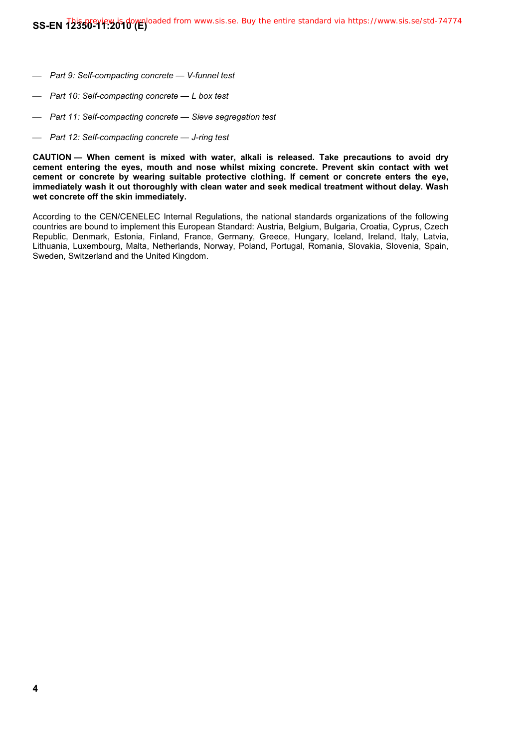- *Part 9: Self-compacting concrete — V-funnel test*
- *Part 10: Self-compacting concrete — L box test*
- *Part 11: Self-compacting concrete — Sieve segregation test*
- *Part 12: Self-compacting concrete — J-ring test*

**CAUTION — When cement is mixed with water, alkali is released. Take precautions to avoid dry cement entering the eyes, mouth and nose whilst mixing concrete. Prevent skin contact with wet cement or concrete by wearing suitable protective clothing. If cement or concrete enters the eye, immediately wash it out thoroughly with clean water and seek medical treatment without delay. Wash wet concrete off the skin immediately.**

According to the CEN/CENELEC Internal Regulations, the national standards organizations of the following countries are bound to implement this European Standard: Austria, Belgium, Bulgaria, Croatia, Cyprus, Czech Republic, Denmark, Estonia, Finland, France, Germany, Greece, Hungary, Iceland, Ireland, Italy, Latvia, Lithuania, Luxembourg, Malta, Netherlands, Norway, Poland, Portugal, Romania, Slovakia, Slovenia, Spain, Sweden, Switzerland and the United Kingdom.